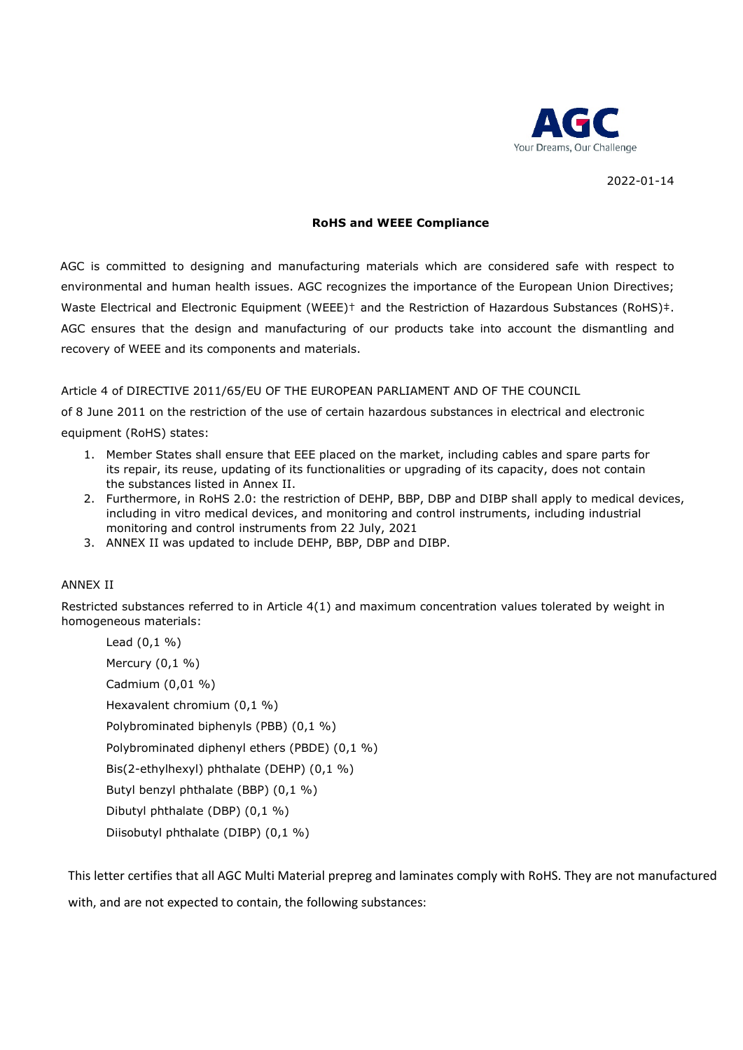2022-01-14

**RoHS and WEEE Compliance**

AGC is committed to designing and manufacturing materials which are considered safe with respect to environmental and human health issues. AGC recognizes the importance of the European Union Directives; Waste Electrical and Electronic Equipment (WEEE)† and the Restriction of Hazardous Substances (RoHS)‡. AGC ensures that the design and manufacturing of our products take into account the dismantling and recovery of WEEE and its components and materials.

Article 4 of DIRECTIVE 2011/65/EU OF THE EUROPEAN PARLIAMENT AND OF THE COUNCIL of 8 June 2011 on the restriction of the use of certain hazardous substances in electrical and electronic equipment (RoHS) states:

1. Member States shall ensure that EEE placed on the market, including cables and spare parts for its repair, its reuse, updating of its functionalities or upgrading of its capacity, does not contain the substances listed in Annex II.
2. Furthermore, in RoHS 2.0: the restriction of DEHP, BBP, DBP and DIBP shall apply to medical devices, including in vitro medical devices, and monitoring and control instruments, including industrial monitoring and control instruments from 22 July, 2021
3. ANNEX II was updated to include DEHP, BBP, DBP and DIBP.

ANNEX II

Restricted substances referred to in Article 4(1) and maximum concentration values tolerated by weight in homogeneous materials:

- Lead (0,1 %)
- Mercury (0,1 %)
- Cadmium (0,01 %)
- Hexavalent chromium (0,1 %)
- Polybrominated biphenyls (PBB) (0,1 %)
- Polybrominated diphenyl ethers (PBDE) (0,1 %)
- Bis(2-ethylhexyl) phthalate (DEHP) (0,1 %)
- Butyl benzyl phthalate (BBP) (0,1 %)
- Dibutyl phthalate (DBP) (0,1 %)
- Diisobutyl phthalate (DIBP) (0,1 %)

This letter certifies that all AGC Multi Material prepreg and laminates comply with RoHS. They are not manufactured with, and are not expected to contain, the following substances: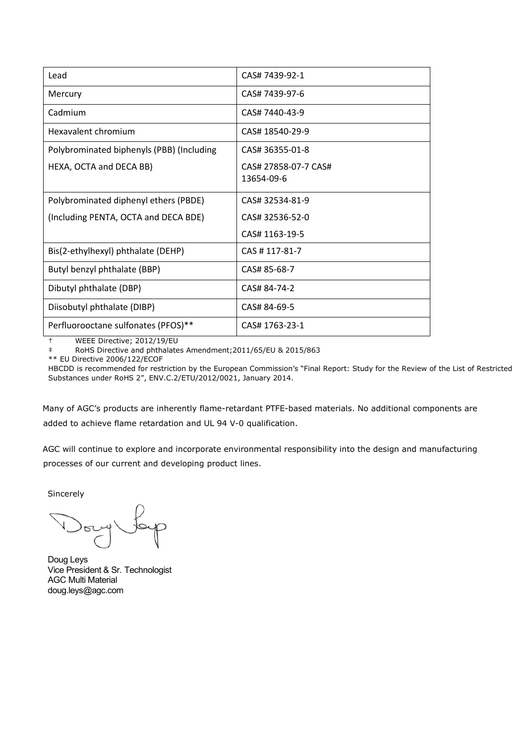| | |
|---|---|
| Lead | CAS# 7439-92-1 |
| Mercury | CAS# 7439-97-6 |
| Cadmium | CAS# 7440-43-9 |
| Hexavalent chromium | CAS# 18540-29-9 |
| Polybrominated biphenyls (PBB) (Including HEXA, OCTA and DECA BB) | CAS# 36355-01-8<br>CAS# 27858-07-7 CAS# 13654-09-6 |
| Polybrominated diphenyl ethers (PBDE) (Including PENTA, OCTA and DECA BDE) | CAS# 32534-81-9<br>CAS# 32536-52-0<br>CAS# 1163-19-5 |
| Bis(2-ethylhexyl) phthalate (DEHP) | CAS # 117-81-7 |
| Butyl benzyl phthalate (BBP) | CAS# 85-68-7 |
| Dibutyl phthalate (DBP) | CAS# 84-74-2 |
| Diisobutyl phthalate (DIBP) | CAS# 84-69-5 |
| Perfluorooctane sulfonates (PFOS)** | CAS# 1763-23-1 |

† WEEE Directive; 2012/19/EU

‡ RoHS Directive and phthalates Amendment;2011/65/EU & 2015/863

** EU Directive 2006/122/ECOF

HBCDD is recommended for restriction by the European Commission's "Final Report: Study for the Review of the List of Restricted Substances under RoHS 2", ENV.C.2/ETU/2012/0021, January 2014.

Many of AGC's products are inherently flame-retardant PTFE-based materials. No additional components are added to achieve flame retardation and UL 94 V-0 qualification.

AGC will continue to explore and incorporate environmental responsibility into the design and manufacturing processes of our current and developing product lines.

Sincerely

Doug Leys
Vice President & Sr. Technologist
AGC Multi Material
doug.leys@agc.com